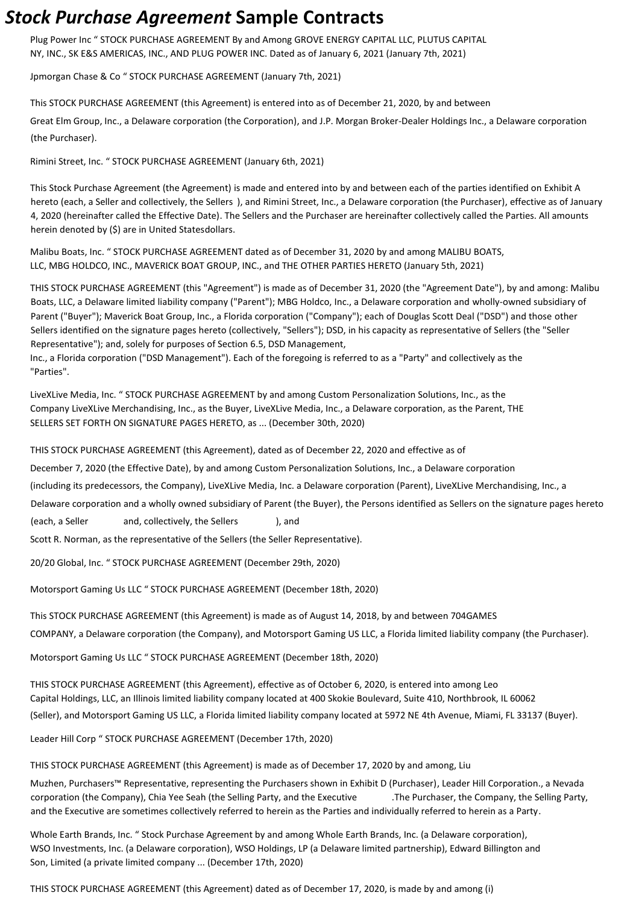# *Stock Purchase Agreement* Sample Contracts

Plug Power Inc " STOCK PURCHASE AGREEMENT By and Among GROVE ENERGY CAPITAL LLC, PLUTUS CAPITAL NY, INC., SK E&S AMERICAS, INC., AND PLUG POWER INC. Dated as of January 6, 2021 (January 7th, 2021)

Jpmorgan Chase & Co " STOCK PURCHASE AGREEMENT (January 7th, 2021)

This STOCK PURCHASE AGREEMENT (this Agreement) is entered into as of December 21, 2020, by and between Great Elm Group, Inc., a Delaware corporation (the Corporation), and J.P. Morgan Broker-Dealer Holdings Inc., a Delaware corporation (the Purchaser).

Rimini Street, Inc. " STOCK PURCHASE AGREEMENT (January 6th, 2021)

This Stock Purchase Agreement (the Agreement) is made and entered into by and between each of the parties identified on Exhibit A hereto (each, a Seller and collectively, the Sellers ), and Rimini Street, Inc., a Delaware corporation (the Purchaser), effective as of January 4, 2020 (hereinafter called the Effective Date). The Sellers and the Purchaser are hereinafter collectively called the Parties. All amounts herein denoted by ($) are in United Statesdollars.

Malibu Boats, Inc. " STOCK PURCHASE AGREEMENT dated as of December 31, 2020 by and among MALIBU BOATS, LLC, MBG HOLDCO, INC., MAVERICK BOAT GROUP, INC., and THE OTHER PARTIES HERETO (January 5th, 2021)

THIS STOCK PURCHASE AGREEMENT (this "Agreement") is made as of December 31, 2020 (the "Agreement Date"), by and among: Malibu Boats, LLC, a Delaware limited liability company ("Parent"); MBG Holdco, Inc., a Delaware corporation and wholly-owned subsidiary of Parent ("Buyer"); Maverick Boat Group, Inc., a Florida corporation ("Company"); each of Douglas Scott Deal ("DSD") and those other Sellers identified on the signature pages hereto (collectively, "Sellers"); DSD, in his capacity as representative of Sellers (the "Seller Representative"); and, solely for purposes of Section 6.5, DSD Management, Inc., a Florida corporation ("DSD Management"). Each of the foregoing is referred to as a "Party" and collectively as the "Parties".

LiveXLive Media, Inc. " STOCK PURCHASE AGREEMENT by and among Custom Personalization Solutions, Inc., as the Company LiveXLive Merchandising, Inc., as the Buyer, LiveXLive Media, Inc., a Delaware corporation, as the Parent, THE SELLERS SET FORTH ON SIGNATURE PAGES HERETO, as ... (December 30th, 2020)

THIS STOCK PURCHASE AGREEMENT (this Agreement), dated as of December 22, 2020 and effective as of December 7, 2020 (the Effective Date), by and among Custom Personalization Solutions, Inc., a Delaware corporation (including its predecessors, the Company), LiveXLive Media, Inc. a Delaware corporation (Parent), LiveXLive Merchandising, Inc., a Delaware corporation and a wholly owned subsidiary of Parent (the Buyer), the Persons identified as Sellers on the signature pages hereto (each, a Seller and, collectively, the Sellers ), and Scott R. Norman, as the representative of the Sellers (the Seller Representative).

20/20 Global, Inc. " STOCK PURCHASE AGREEMENT (December 29th, 2020)

Motorsport Gaming Us LLC " STOCK PURCHASE AGREEMENT (December 18th, 2020)

This STOCK PURCHASE AGREEMENT (this Agreement) is made as of August 14, 2018, by and between 704GAMES COMPANY, a Delaware corporation (the Company), and Motorsport Gaming US LLC, a Florida limited liability company (the Purchaser).

Motorsport Gaming Us LLC " STOCK PURCHASE AGREEMENT (December 18th, 2020)

THIS STOCK PURCHASE AGREEMENT (this Agreement), effective as of October 6, 2020, is entered into among Leo Capital Holdings, LLC, an Illinois limited liability company located at 400 Skokie Boulevard, Suite 410, Northbrook, IL 60062 (Seller), and Motorsport Gaming US LLC, a Florida limited liability company located at 5972 NE 4th Avenue, Miami, FL 33137 (Buyer).

Leader Hill Corp " STOCK PURCHASE AGREEMENT (December 17th, 2020)

THIS STOCK PURCHASE AGREEMENT (this Agreement) is made as of December 17, 2020 by and among, Liu Muzhen, Purchasers™ Representative, representing the Purchasers shown in Exhibit D (Purchaser), Leader Hill Corporation., a Nevada corporation (the Company), Chia Yee Seah (the Selling Party, and the Executive .The Purchaser, the Company, the Selling Party, and the Executive are sometimes collectively referred to herein as the Parties and individually referred to herein as a Party.

Whole Earth Brands, Inc. " Stock Purchase Agreement by and among Whole Earth Brands, Inc. (a Delaware corporation), WSO Investments, Inc. (a Delaware corporation), WSO Holdings, LP (a Delaware limited partnership), Edward Billington and Son, Limited (a private limited company ... (December 17th, 2020)

THIS STOCK PURCHASE AGREEMENT (this Agreement) dated as of December 17, 2020, is made by and among (i)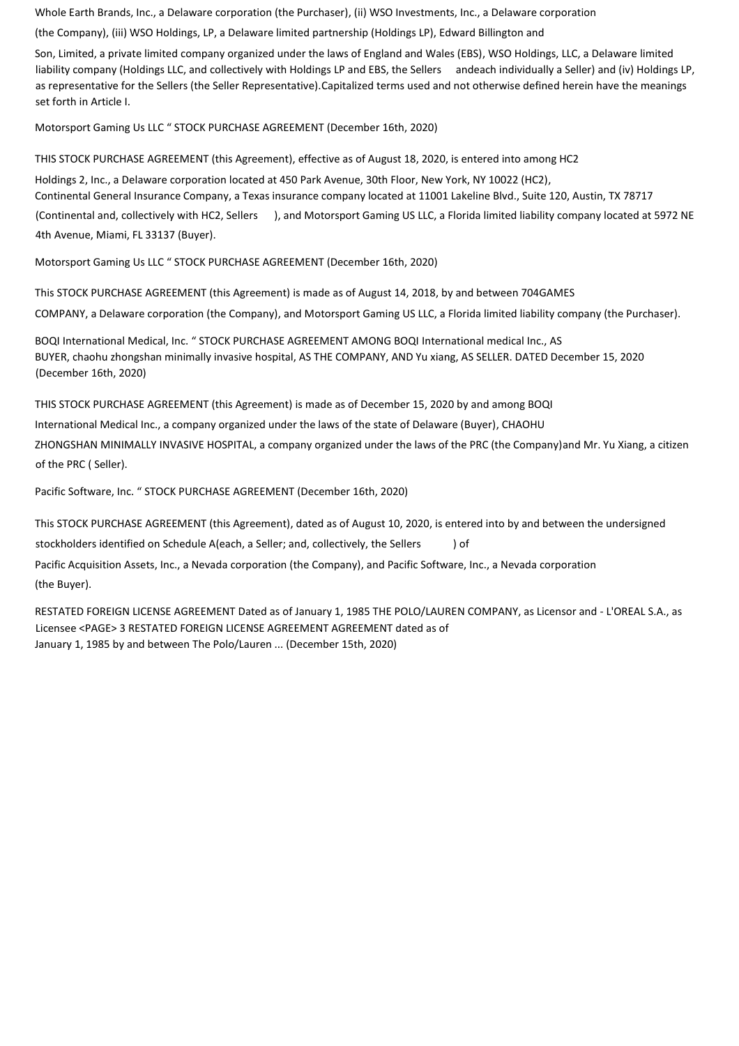Whole Earth Brands, Inc., a Delaware corporation (the Purchaser), (ii) WSO Investments, Inc., a Delaware corporation (the Company), (iii) WSO Holdings, LP, a Delaware limited partnership (Holdings LP), Edward Billington and Son, Limited, a private limited company organized under the laws of England and Wales (EBS), WSO Holdings, LLC, a Delaware limited liability company (Holdings LLC, and collectively with Holdings LP and EBS, the Sellers andeach individually a Seller) and (iv) Holdings LP, as representative for the Sellers (the Seller Representative).Capitalized terms used and not otherwise defined herein have the meanings set forth in Article I.

Motorsport Gaming Us LLC " STOCK PURCHASE AGREEMENT (December 16th, 2020)

THIS STOCK PURCHASE AGREEMENT (this Agreement), effective as of August 18, 2020, is entered into among HC2 Holdings 2, Inc., a Delaware corporation located at 450 Park Avenue, 30th Floor, New York, NY 10022 (HC2), Continental General Insurance Company, a Texas insurance company located at 11001 Lakeline Blvd., Suite 120, Austin, TX 78717 (Continental and, collectively with HC2, Sellers ), and Motorsport Gaming US LLC, a Florida limited liability company located at 5972 NE 4th Avenue, Miami, FL 33137 (Buyer).

Motorsport Gaming Us LLC " STOCK PURCHASE AGREEMENT (December 16th, 2020)

This STOCK PURCHASE AGREEMENT (this Agreement) is made as of August 14, 2018, by and between 704GAMES COMPANY, a Delaware corporation (the Company), and Motorsport Gaming US LLC, a Florida limited liability company (the Purchaser).

BOQI International Medical, Inc. " STOCK PURCHASE AGREEMENT AMONG BOQI International medical Inc., AS BUYER, chaohu zhongshan minimally invasive hospital, AS THE COMPANY, AND Yu xiang, AS SELLER. DATED December 15, 2020 (December 16th, 2020)

THIS STOCK PURCHASE AGREEMENT (this Agreement) is made as of December 15, 2020 by and among BOQI International Medical Inc., a company organized under the laws of the state of Delaware (Buyer), CHAOHU ZHONGSHAN MINIMALLY INVASIVE HOSPITAL, a company organized under the laws of the PRC (the Company)and Mr. Yu Xiang, a citizen of the PRC ( Seller).

Pacific Software, Inc. " STOCK PURCHASE AGREEMENT (December 16th, 2020)

This STOCK PURCHASE AGREEMENT (this Agreement), dated as of August 10, 2020, is entered into by and between the undersigned stockholders identified on Schedule A(each, a Seller; and, collectively, the Sellers ) of Pacific Acquisition Assets, Inc., a Nevada corporation (the Company), and Pacific Software, Inc., a Nevada corporation (the Buyer).

RESTATED FOREIGN LICENSE AGREEMENT Dated as of January 1, 1985 THE POLO/LAUREN COMPANY, as Licensor and - L'OREAL S.A., as Licensee <PAGE> 3 RESTATED FOREIGN LICENSE AGREEMENT AGREEMENT dated as of January 1, 1985 by and between The Polo/Lauren ... (December 15th, 2020)